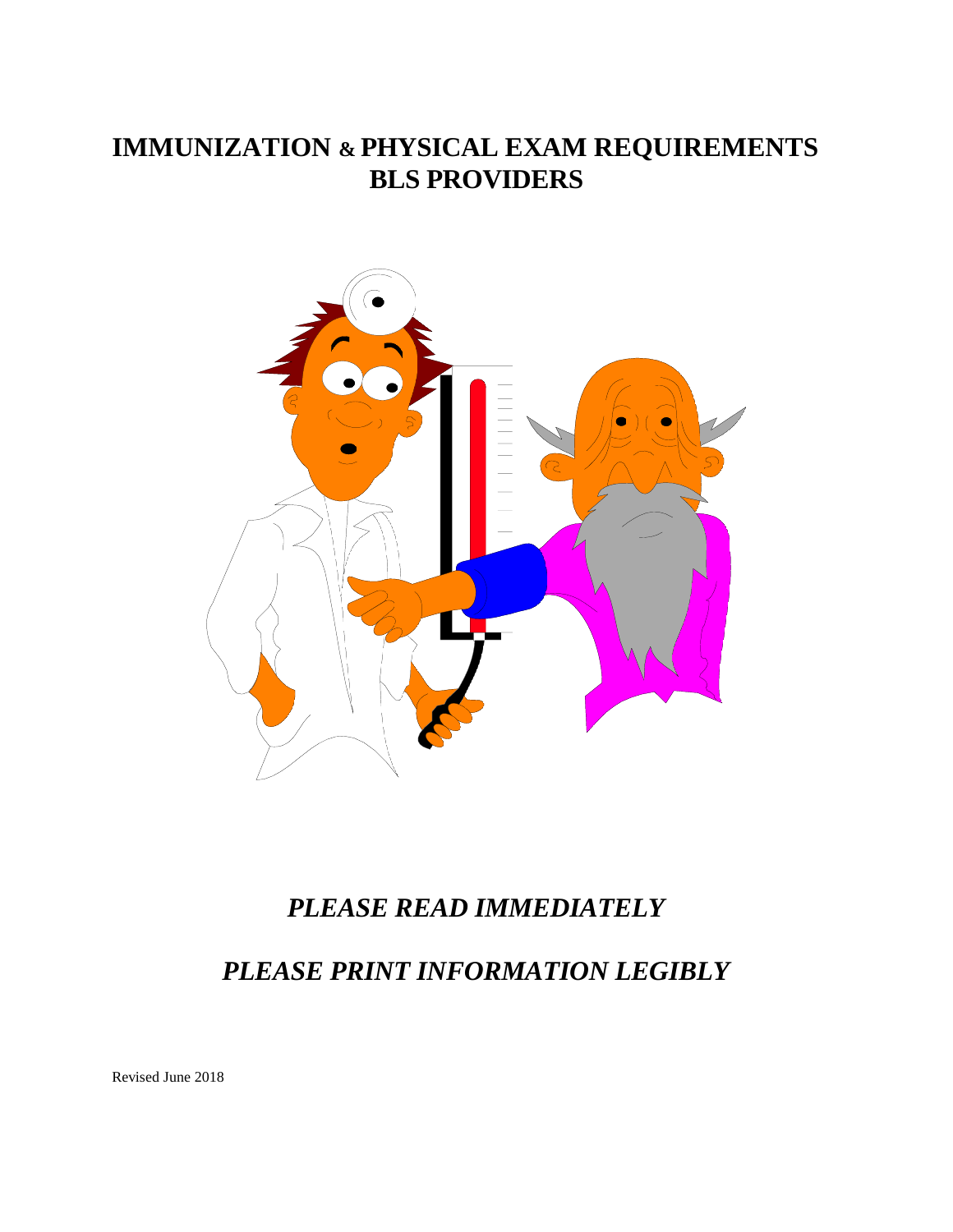# IMMUNIZATION & PHYSICAL EXAM REQUIREMENTS
# BLS PROVIDERS

## *PLEASE READ IMMEDIATELY*

## *PLEASE PRINT INFORMATION LEGIBLY*

Revised June 2018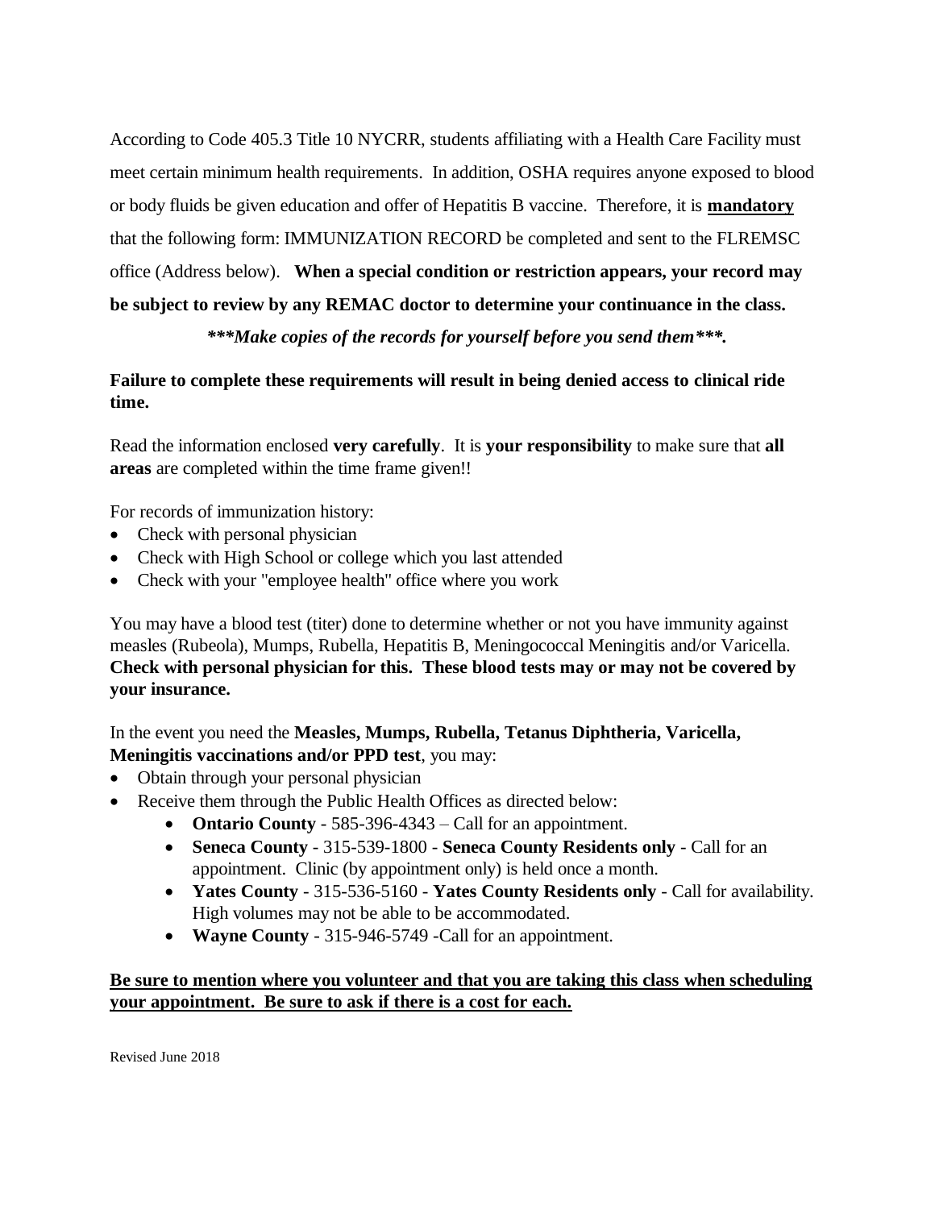According to Code 405.3 Title 10 NYCRR, students affiliating with a Health Care Facility must meet certain minimum health requirements. In addition, OSHA requires anyone exposed to blood or body fluids be given education and offer of Hepatitis B vaccine. Therefore, it is **mandatory** that the following form: IMMUNIZATION RECORD be completed and sent to the FLREMSC office (Address below). **When a special condition or restriction appears, your record may be subject to review by any REMAC doctor to determine your continuance in the class.**

***\*\*\*Make copies of the records for yourself before you send them\*\*\*.***

**Failure to complete these requirements will result in being denied access to clinical ride time.**

Read the information enclosed **very carefully**. It is **your responsibility** to make sure that **all areas** are completed within the time frame given!!

For records of immunization history:

- Check with personal physician
- Check with High School or college which you last attended
- Check with your "employee health" office where you work

You may have a blood test (titer) done to determine whether or not you have immunity against measles (Rubeola), Mumps, Rubella, Hepatitis B, Meningococcal Meningitis and/or Varicella. **Check with personal physician for this. These blood tests may or may not be covered by your insurance.**

In the event you need the **Measles, Mumps, Rubella, Tetanus Diphtheria, Varicella, Meningitis vaccinations and/or PPD test**, you may:

- Obtain through your personal physician
- Receive them through the Public Health Offices as directed below:
    - **Ontario County** - 585-396-4343 – Call for an appointment.
    - **Seneca County** - 315-539-1800 - **Seneca County Residents only** - Call for an appointment. Clinic (by appointment only) is held once a month.
    - **Yates County** - 315-536-5160 - **Yates County Residents only** - Call for availability. High volumes may not be able to be accommodated.
    - **Wayne County** - 315-946-5749 -Call for an appointment.

**<u>Be sure to mention where you volunteer and that you are taking this class when scheduling your appointment. Be sure to ask if there is a cost for each.</u>**

Revised June 2018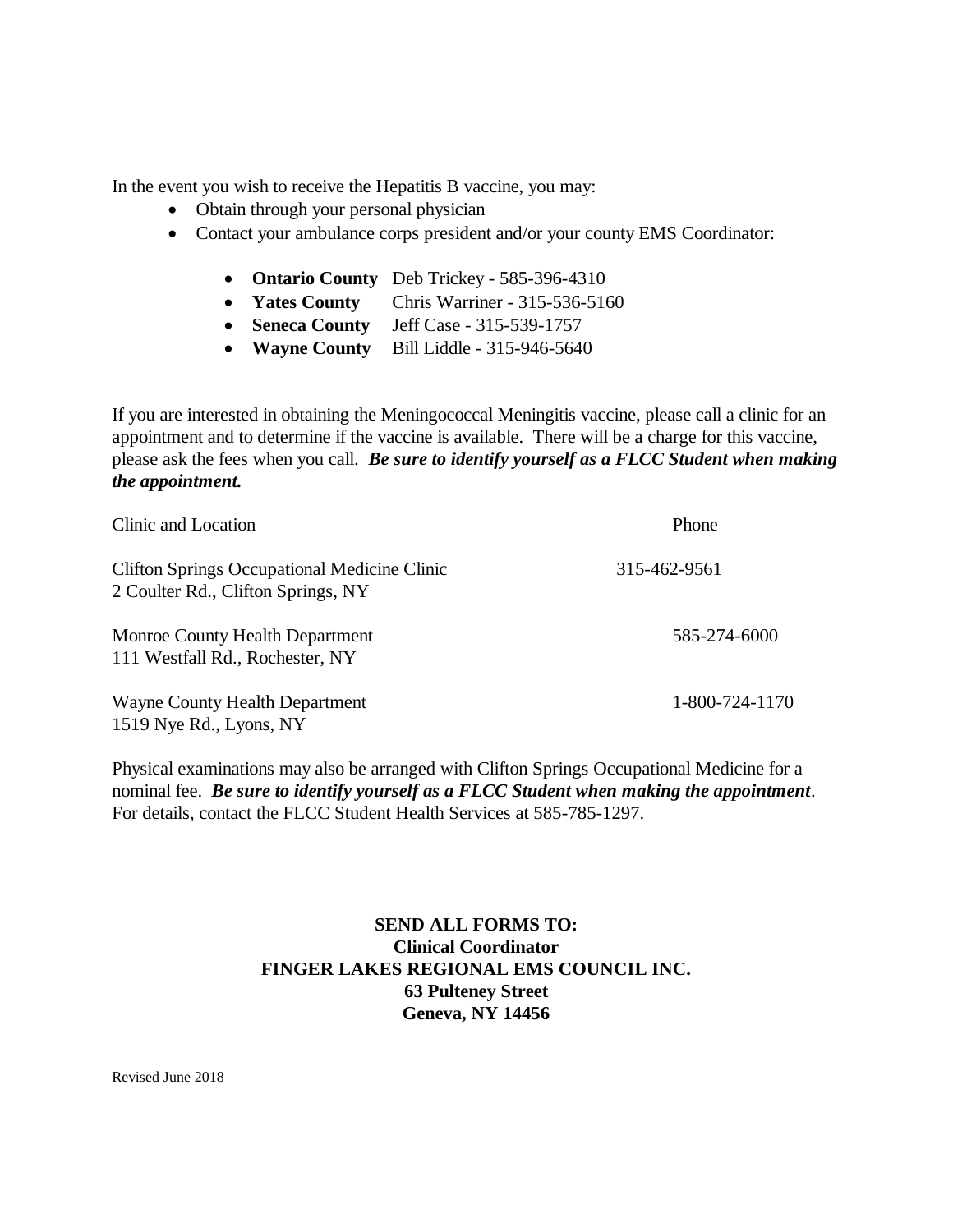In the event you wish to receive the Hepatitis B vaccine, you may:

- Obtain through your personal physician
- Contact your ambulance corps president and/or your county EMS Coordinator:
  - **Ontario County** Deb Trickey - 585-396-4310
  - **Yates County** Chris Warriner - 315-536-5160
  - **Seneca County** Jeff Case - 315-539-1757
  - **Wayne County** Bill Liddle - 315-946-5640

If you are interested in obtaining the Meningococcal Meningitis vaccine, please call a clinic for an appointment and to determine if the vaccine is available. There will be a charge for this vaccine, please ask the fees when you call. ***Be sure to identify yourself as a FLCC Student when making the appointment.***

| Clinic and Location | Phone |
|---|---|
| Clifton Springs Occupational Medicine Clinic<br>2 Coulter Rd., Clifton Springs, NY | 315-462-9561 |
| Monroe County Health Department<br>111 Westfall Rd., Rochester, NY | 585-274-6000 |
| Wayne County Health Department<br>1519 Nye Rd., Lyons, NY | 1-800-724-1170 |

Physical examinations may also be arranged with Clifton Springs Occupational Medicine for a nominal fee. ***Be sure to identify yourself as a FLCC Student when making the appointment***. For details, contact the FLCC Student Health Services at 585-785-1297.

**SEND ALL FORMS TO:**
**Clinical Coordinator**
**FINGER LAKES REGIONAL EMS COUNCIL INC.**
**63 Pulteney Street**
**Geneva, NY 14456**

Revised June 2018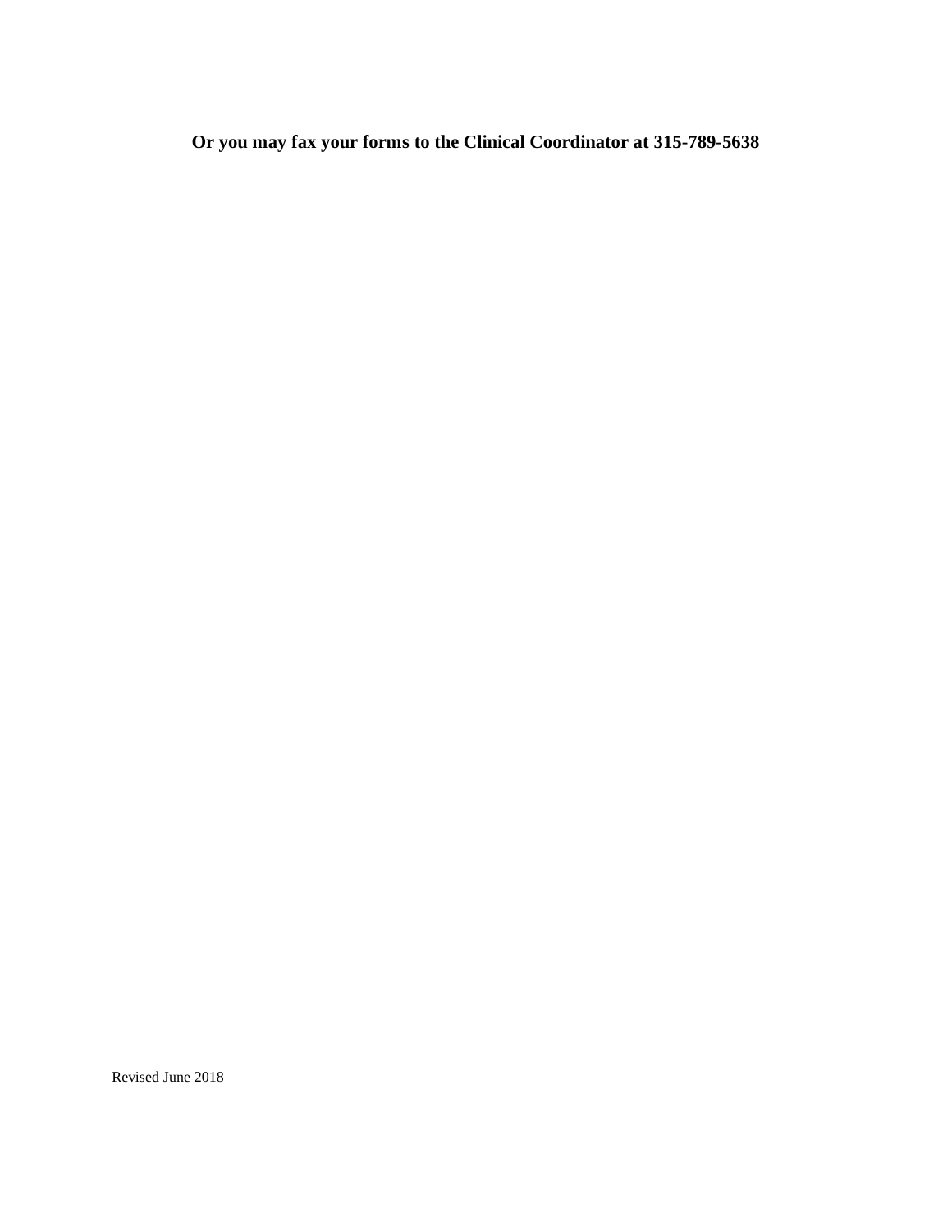**Or you may fax your forms to the Clinical Coordinator at 315-789-5638**

Revised June 2018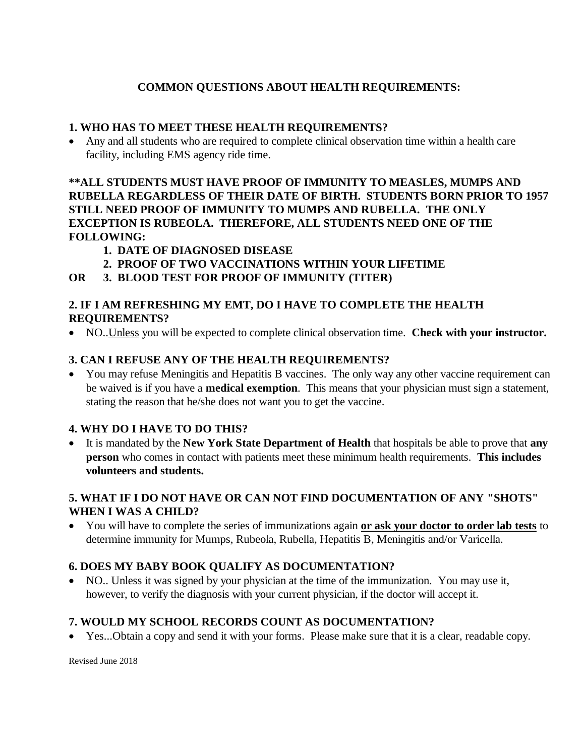# COMMON QUESTIONS ABOUT HEALTH REQUIREMENTS:

### 1. WHO HAS TO MEET THESE HEALTH REQUIREMENTS?

- Any and all students who are required to complete clinical observation time within a health care facility, including EMS agency ride time.

**\*\*ALL STUDENTS MUST HAVE PROOF OF IMMUNITY TO MEASLES, MUMPS AND RUBELLA REGARDLESS OF THEIR DATE OF BIRTH. STUDENTS BORN PRIOR TO 1957 STILL NEED PROOF OF IMMUNITY TO MUMPS AND RUBELLA. THE ONLY EXCEPTION IS RUBEOLA. THEREFORE, ALL STUDENTS NEED ONE OF THE FOLLOWING:**

**1. DATE OF DIAGNOSED DISEASE**

**2. PROOF OF TWO VACCINATIONS WITHIN YOUR LIFETIME**

**OR 3. BLOOD TEST FOR PROOF OF IMMUNITY (TITER)**

### 2. IF I AM REFRESHING MY EMT, DO I HAVE TO COMPLETE THE HEALTH REQUIREMENTS?

- NO..<u>Unless</u> you will be expected to complete clinical observation time. **Check with your instructor.**

### 3. CAN I REFUSE ANY OF THE HEALTH REQUIREMENTS?

- You may refuse Meningitis and Hepatitis B vaccines. The only way any other vaccine requirement can be waived is if you have a **medical exemption**. This means that your physician must sign a statement, stating the reason that he/she does not want you to get the vaccine.

### 4. WHY DO I HAVE TO DO THIS?

- It is mandated by the **New York State Department of Health** that hospitals be able to prove that **any person** who comes in contact with patients meet these minimum health requirements. **This includes volunteers and students.**

### 5. WHAT IF I DO NOT HAVE OR CAN NOT FIND DOCUMENTATION OF ANY "SHOTS" WHEN I WAS A CHILD?

- You will have to complete the series of immunizations again **<u>or ask your doctor to order lab tests</u>** to determine immunity for Mumps, Rubeola, Rubella, Hepatitis B, Meningitis and/or Varicella.

### 6. DOES MY BABY BOOK QUALIFY AS DOCUMENTATION?

- NO.. Unless it was signed by your physician at the time of the immunization. You may use it, however, to verify the diagnosis with your current physician, if the doctor will accept it.

### 7. WOULD MY SCHOOL RECORDS COUNT AS DOCUMENTATION?

- Yes...Obtain a copy and send it with your forms. Please make sure that it is a clear, readable copy.

Revised June 2018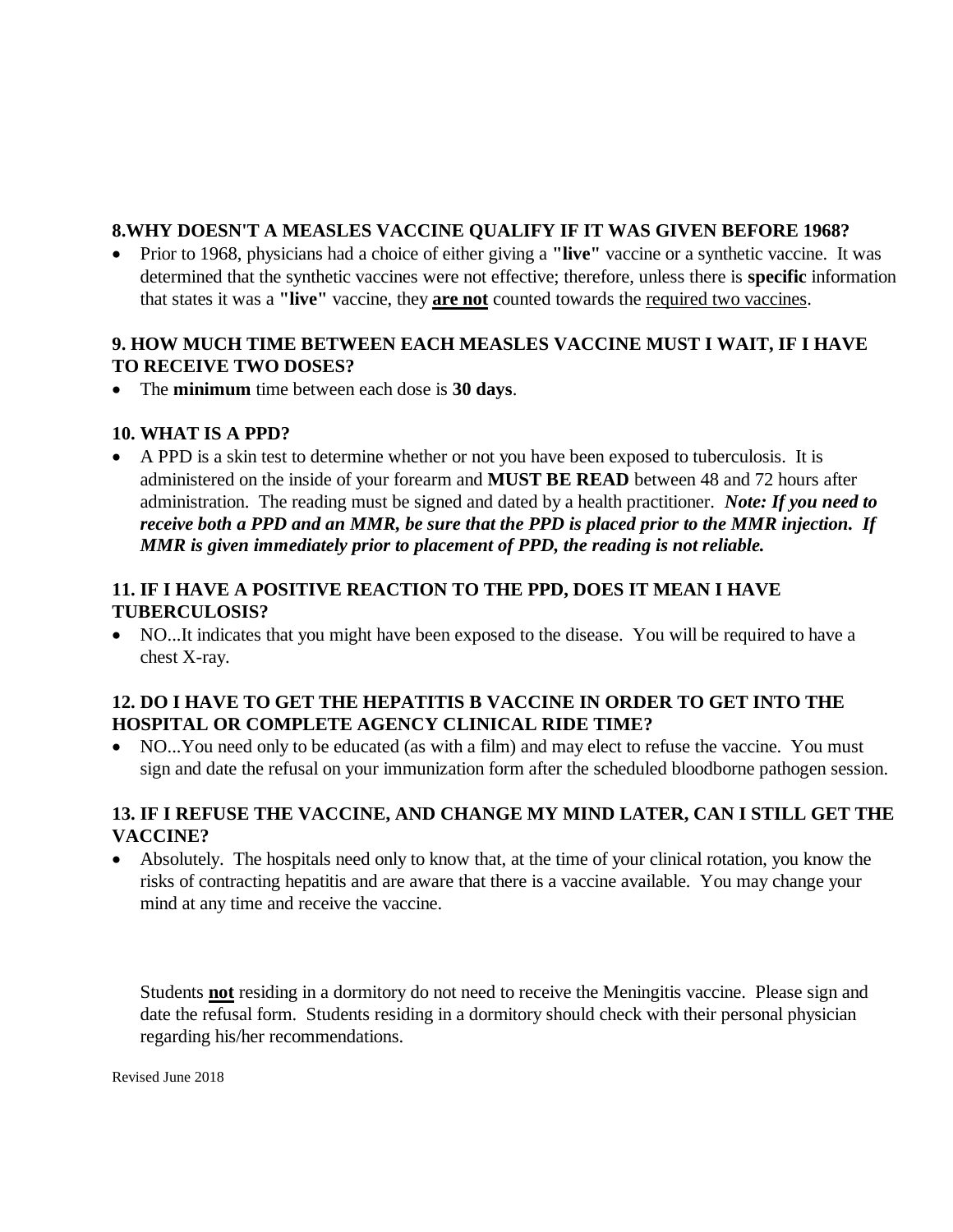**8.WHY DOESN'T A MEASLES VACCINE QUALIFY IF IT WAS GIVEN BEFORE 1968?**

- Prior to 1968, physicians had a choice of either giving a **"live"** vaccine or a synthetic vaccine. It was determined that the synthetic vaccines were not effective; therefore, unless there is **specific** information that states it was a **"live"** vaccine, they **are not** counted towards the required two vaccines.

**9. HOW MUCH TIME BETWEEN EACH MEASLES VACCINE MUST I WAIT, IF I HAVE TO RECEIVE TWO DOSES?**

- The **minimum** time between each dose is **30 days**.

**10. WHAT IS A PPD?**

- A PPD is a skin test to determine whether or not you have been exposed to tuberculosis. It is administered on the inside of your forearm and **MUST BE READ** between 48 and 72 hours after administration. The reading must be signed and dated by a health practitioner. ***Note: If you need to receive both a PPD and an MMR, be sure that the PPD is placed prior to the MMR injection. If MMR is given immediately prior to placement of PPD, the reading is not reliable.***

**11. IF I HAVE A POSITIVE REACTION TO THE PPD, DOES IT MEAN I HAVE TUBERCULOSIS?**

- NO...It indicates that you might have been exposed to the disease. You will be required to have a chest X-ray.

**12. DO I HAVE TO GET THE HEPATITIS B VACCINE IN ORDER TO GET INTO THE HOSPITAL OR COMPLETE AGENCY CLINICAL RIDE TIME?**

- NO...You need only to be educated (as with a film) and may elect to refuse the vaccine. You must sign and date the refusal on your immunization form after the scheduled bloodborne pathogen session.

**13. IF I REFUSE THE VACCINE, AND CHANGE MY MIND LATER, CAN I STILL GET THE VACCINE?**

- Absolutely. The hospitals need only to know that, at the time of your clinical rotation, you know the risks of contracting hepatitis and are aware that there is a vaccine available. You may change your mind at any time and receive the vaccine.

Students **not** residing in a dormitory do not need to receive the Meningitis vaccine. Please sign and date the refusal form. Students residing in a dormitory should check with their personal physician regarding his/her recommendations.

Revised June 2018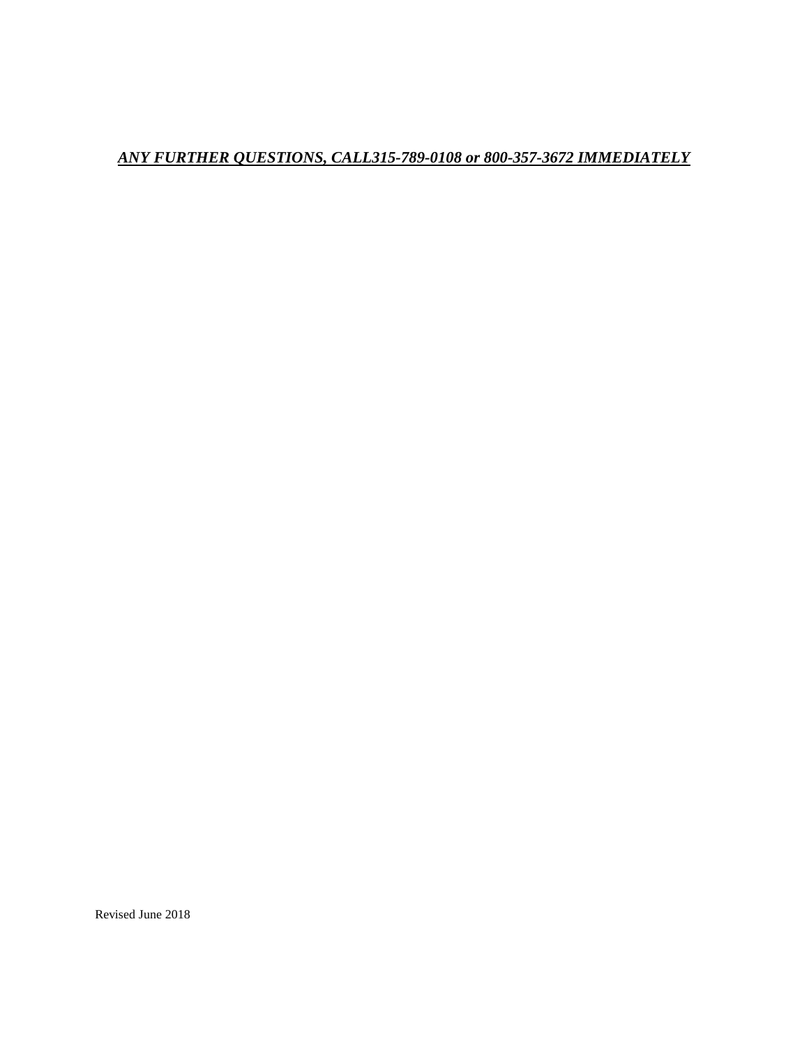***<u>ANY FURTHER QUESTIONS, CALL315-789-0108 or 800-357-3672 IMMEDIATELY</u>***

Revised June 2018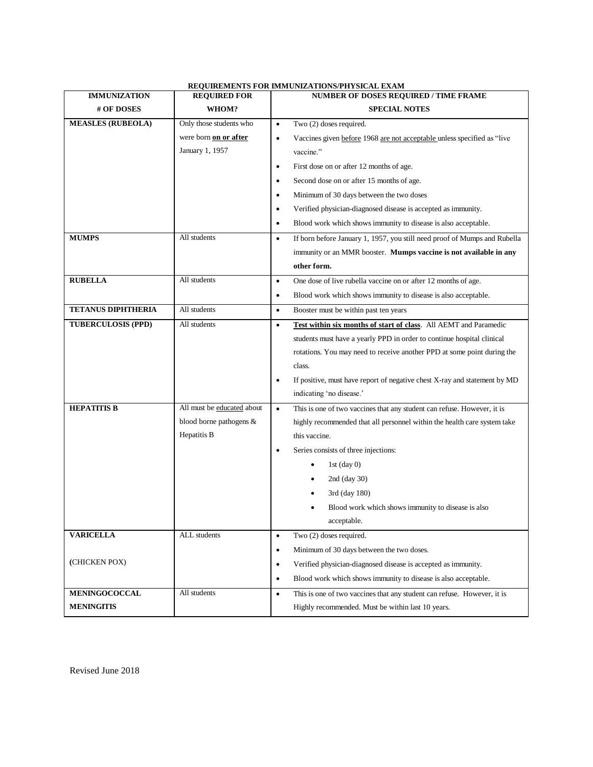**REQUIREMENTS FOR IMMUNIZATIONS/PHYSICAL EXAM**

| IMMUNIZATION<br># OF DOSES | REQUIRED FOR<br>WHOM? | NUMBER OF DOSES REQUIRED / TIME FRAME<br>SPECIAL NOTES |
|---|---|---|
| **MEASLES (RUBEOLA)** | Only those students who were born **on or after** January 1, 1957 | • Two (2) doses required.<br>• Vaccines given before 1968 are not acceptable unless specified as "live vaccine."<br>• First dose on or after 12 months of age.<br>• Second dose on or after 15 months of age.<br>• Minimum of 30 days between the two doses<br>• Verified physician-diagnosed disease is accepted as immunity.<br>• Blood work which shows immunity to disease is also acceptable. |
| **MUMPS** | All students | • If born before January 1, 1957, you still need proof of Mumps and Rubella immunity or an MMR booster. **Mumps vaccine is not available in any other form.** |
| **RUBELLA** | All students | • One dose of live rubella vaccine on or after 12 months of age.<br>• Blood work which shows immunity to disease is also acceptable. |
| **TETANUS DIPHTHERIA** | All students | • Booster must be within past ten years |
| **TUBERCULOSIS (PPD)** | All students | • **Test within six months of start of class**. All AEMT and Paramedic students must have a yearly PPD in order to continue hospital clinical rotations. You may need to receive another PPD at some point during the class.<br>• If positive, must have report of negative chest X-ray and statement by MD indicating 'no disease.' |
| **HEPATITIS B** | All must be educated about blood borne pathogens & Hepatitis B | • This is one of two vaccines that any student can refuse. However, it is highly recommended that all personnel within the health care system take this vaccine.<br>• Series consists of three injections:<br>  • 1st (day 0)<br>  • 2nd (day 30)<br>  • 3rd (day 180)<br>  • Blood work which shows immunity to disease is also acceptable. |
| **VARICELLA**<br>(CHICKEN POX) | ALL students | • Two (2) doses required.<br>• Minimum of 30 days between the two doses.<br>• Verified physician-diagnosed disease is accepted as immunity.<br>• Blood work which shows immunity to disease is also acceptable. |
| **MENINGOCOCCAL MENINGITIS** | All students | • This is one of two vaccines that any student can refuse. However, it is Highly recommended. Must be within last 10 years. |

Revised June 2018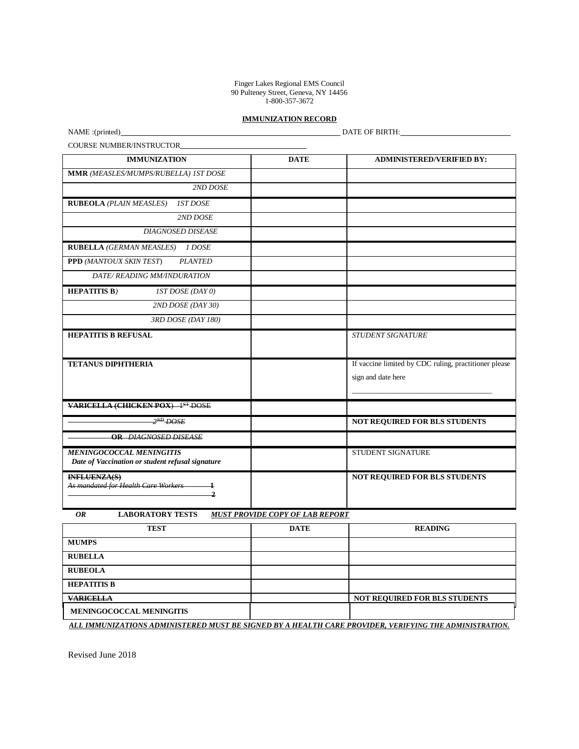Finger Lakes Regional EMS Council
90 Pulteney Street, Geneva, NY 14456
1-800-357-3672

## IMMUNIZATION RECORD

NAME :(printed)\_\_\_\_\_\_\_\_\_\_\_\_\_\_\_\_\_\_\_\_\_\_\_\_\_\_\_\_\_\_\_\_\_\_\_\_\_\_\_\_\_\_\_\_ DATE OF BIRTH:\_\_\_\_\_\_\_\_\_\_\_\_\_\_\_\_\_\_\_\_\_\_\_\_

COURSE NUMBER/INSTRUCTOR\_\_\_\_\_\_\_\_\_\_\_\_\_\_\_\_\_\_\_\_\_\_\_\_\_\_\_\_

| IMMUNIZATION | DATE | ADMINISTERED/VERIFIED BY: |
|---|---|---|
| **MMR** *(MEASLES/MUMPS/RUBELLA) 1ST DOSE* | | |
| *2ND DOSE* | | |
| **RUBEOLA** *(PLAIN MEASLES) 1ST DOSE* | | |
| *2ND DOSE* | | |
| *DIAGNOSED DISEASE* | | |
| **RUBELLA** *(GERMAN MEASLES) 1 DOSE* | | |
| **PPD** *(MANTOUX SKIN TEST) PLANTED* | | |
| *DATE/ READING MM/INDURATION* | | |
| **HEPATITIS B**) *1ST DOSE (DAY 0)* | | |
| *2ND DOSE (DAY 30)* | | |
| *3RD DOSE (DAY 180)* | | |
| **HEPATITIS B REFUSAL** | | *STUDENT SIGNATURE* |
| **TETANUS DIPHTHERIA** | | If vaccine limited by CDC ruling, practitioner please sign and date here \_\_\_\_\_\_\_\_\_\_\_\_\_\_\_\_\_\_\_\_\_\_\_\_\_\_\_\_ |
| ~~**VARICELLA (CHICKEN POX)** 1ST DOSE~~ | | |
| ~~*2ND DOSE*~~ | | **NOT REQUIRED FOR BLS STUDENTS** |
| ~~**OR** *DIAGNOSED DISEASE*~~ | | |
| ***MENINGOCOCCAL MENINGITIS*** ***Date of Vaccination or student refusal signature*** | | STUDENT SIGNATURE |
| ~~**INFLUENZA(S)**~~ ~~*As mandated for Health Care Workers* 1~~ ~~2~~ | | **NOT REQUIRED FOR BLS STUDENTS** |

***OR*** **LABORATORY TESTS** ***MUST PROVIDE COPY OF LAB REPORT***

| TEST | DATE | READING |
|---|---|---|
| **MUMPS** | | |
| **RUBELLA** | | |
| **RUBEOLA** | | |
| **HEPATITIS B** | | |
| ~~**VARICELLA**~~ | | **NOT REQUIRED FOR BLS STUDENTS** |
| **MENINGOCOCCAL MENINGITIS** | | |

***ALL IMMUNIZATIONS ADMINISTERED MUST BE SIGNED BY A HEALTH CARE PROVIDER, VERIFYING THE ADMINISTRATION.***

Revised June 2018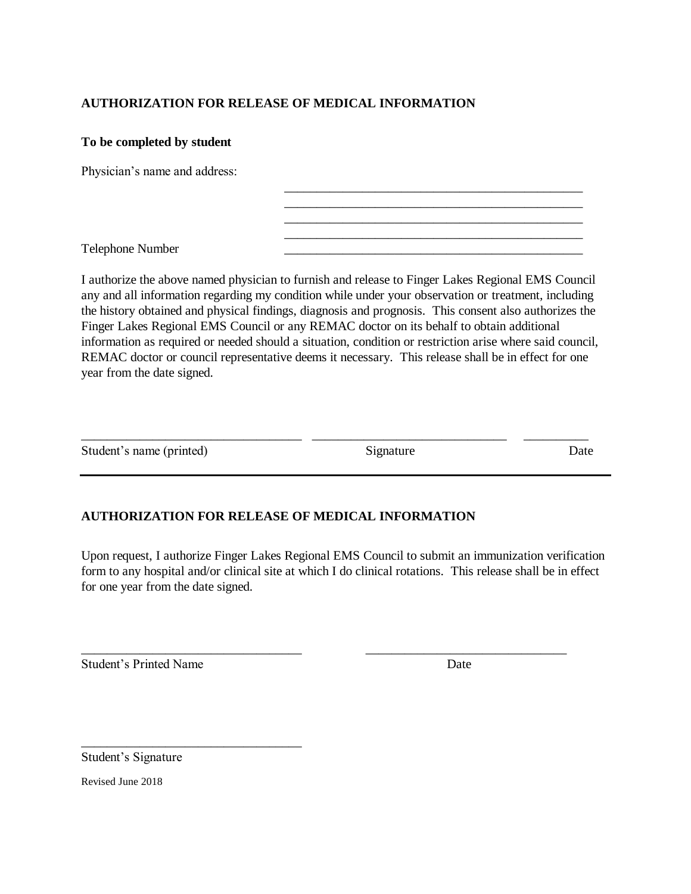## AUTHORIZATION FOR RELEASE OF MEDICAL INFORMATION

**To be completed by student**

Physician's name and address:

_______________________________________________

_______________________________________________

_______________________________________________

_______________________________________________

Telephone Number _______________________________________________

I authorize the above named physician to furnish and release to Finger Lakes Regional EMS Council any and all information regarding my condition while under your observation or treatment, including the history obtained and physical findings, diagnosis and prognosis. This consent also authorizes the Finger Lakes Regional EMS Council or any REMAC doctor on its behalf to obtain additional information as required or needed should a situation, condition or restriction arise where said council, REMAC doctor or council representative deems it necessary. This release shall be in effect for one year from the date signed.

_________________________________ _____________________________ __________

Student's name (printed) Signature Date

---

## AUTHORIZATION FOR RELEASE OF MEDICAL INFORMATION

Upon request, I authorize Finger Lakes Regional EMS Council to submit an immunization verification form to any hospital and/or clinical site at which I do clinical rotations. This release shall be in effect for one year from the date signed.

_________________________________ _______________________________

Student's Printed Name Date

_________________________________

Student's Signature

Revised June 2018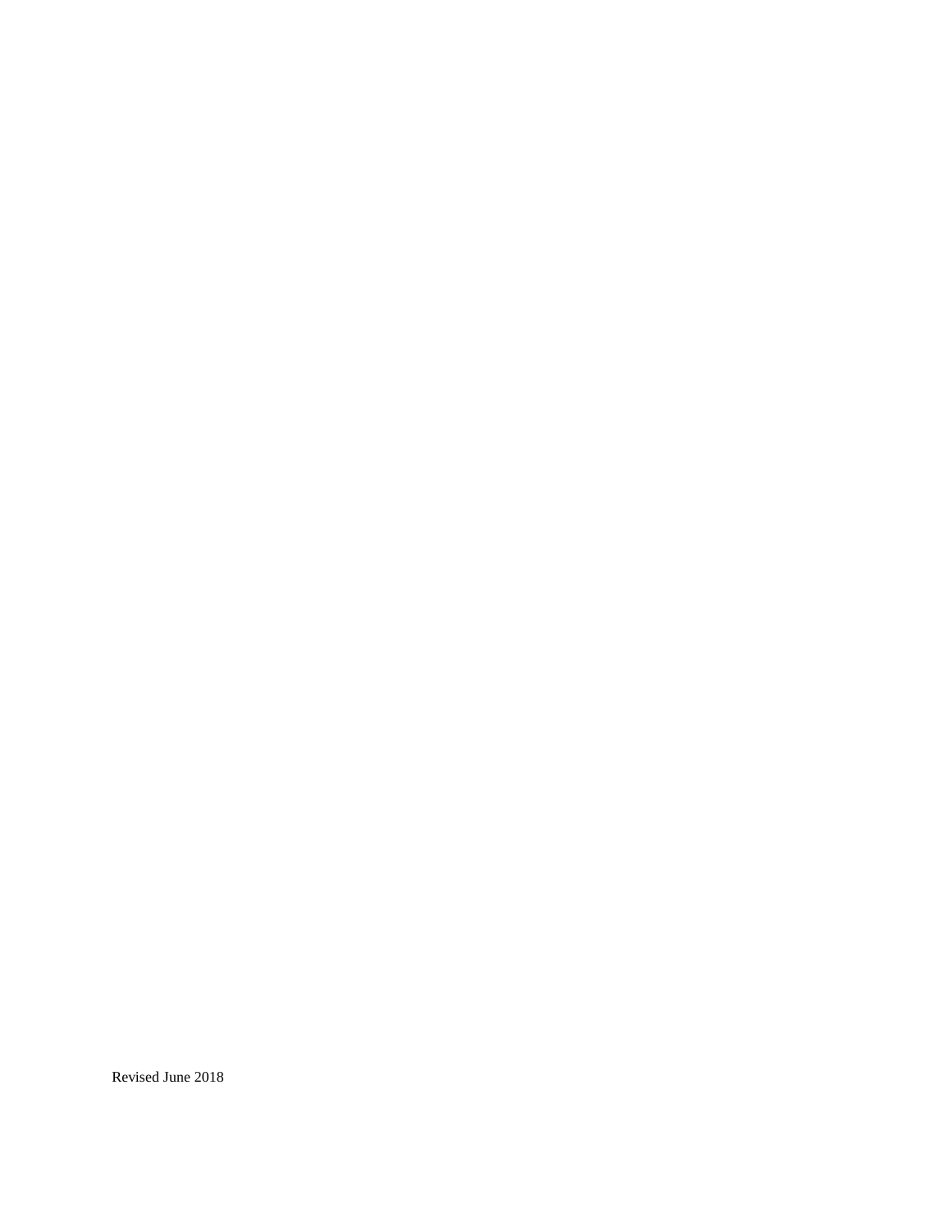Revised June 2018